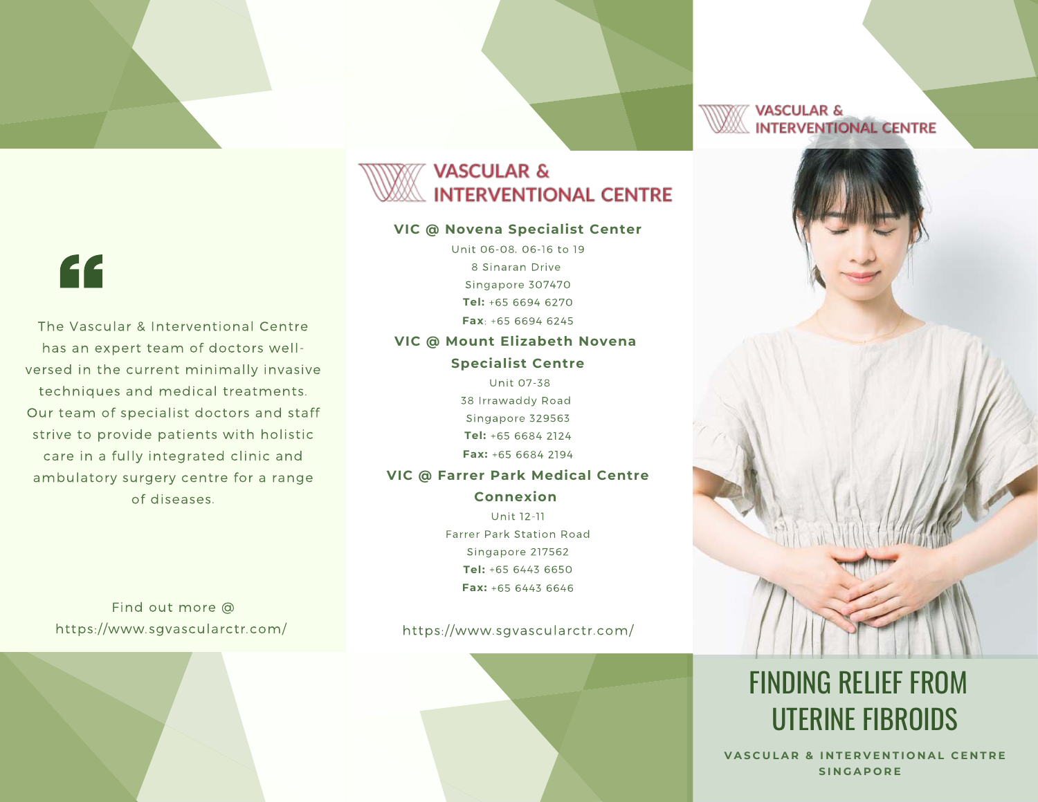"

The Vascular & Interventional Centre has an expert team of doctors well-versed in the current minimally invasive techniques and medical treatments. Our team of specialist doctors and staff strive to provide patients with holistic care in a fully integrated clinic and ambulatory surgery centre for a range of diseases.

Find out more @ https://www.sgvascularctr.com/

## VASCULAR & INTERVENTIONAL CENTRE

**VIC @ Novena Specialist Center**

Unit 06-08, 06-16 to 19
8 Sinaran Drive
Singapore 307470
**Tel:** +65 6694 6270
**Fax**: +65 6694 6245

**VIC @ Mount Elizabeth Novena Specialist Centre**

Unit 07-38
38 Irrawaddy Road
Singapore 329563
**Tel:** +65 6684 2124
**Fax:** +65 6684 2194

**VIC @ Farrer Park Medical Centre Connexion**

Unit 12-11
Farrer Park Station Road
Singapore 217562
**Tel:** +65 6443 6650
**Fax:** +65 6443 6646

https://www.sgvascularctr.com/

VASCULAR & INTERVENTIONAL CENTRE

# FINDING RELIEF FROM UTERINE FIBROIDS

**VASCULAR & INTERVENTIONAL CENTRE SINGAPORE**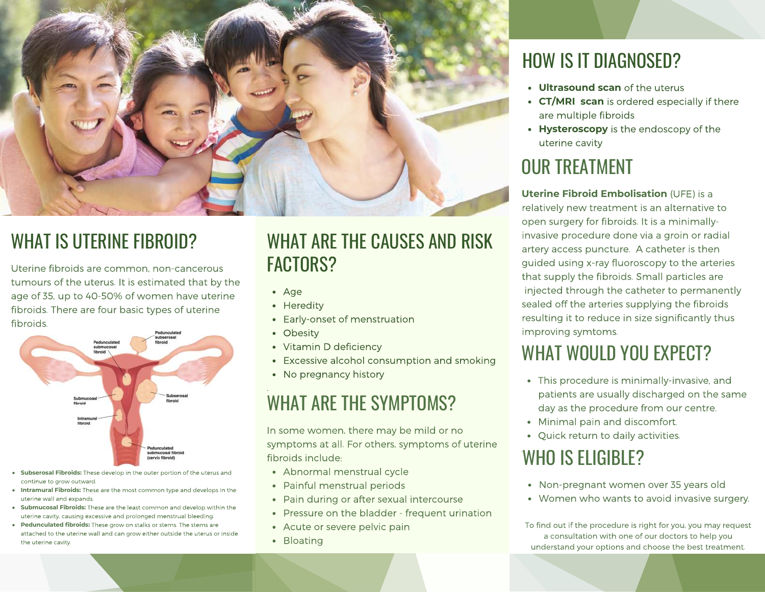## WHAT IS UTERINE FIBROID?

Uterine fibroids are common, non-cancerous tumours of the uterus. It is estimated that by the age of 35, up to 40-50% of women have uterine fibroids. There are four basic types of uterine fibroids.

Pedunculated subserosal fibroid

Pedunculated submucosal fibroid

Submucosal fibroid

Subserosal fibroid

Intramural fibroid

Pedunculated submucosal fibroid (cervix fibroid)

- **Subserosal Fibroids:** These develop in the outer portion of the uterus and continue to grow outward.
- **Intramural Fibroids:** These are the most common type and develops in the uterine wall and expands.
- **Submucosal Fibroids:** These are the least common and develop within the uterine cavity, causing excessive and prolonged menstrual bleeding.
- **Pedunculated fibroids:** These grow on stalks or stems. The stems are attached to the uterine wall and can grow either outside the uterus or inside the uterine cavity.

## WHAT ARE THE CAUSES AND RISK FACTORS?

- Age
- Heredity
- Early-onset of menstruation
- Obesity
- Vitamin D deficiency
- Excessive alcohol consumption and smoking
- No pregnancy history

## WHAT ARE THE SYMPTOMS?

In some women, there may be mild or no symptoms at all. For others, symptoms of uterine fibroids include:

- Abnormal menstrual cycle
- Painful menstrual periods
- Pain during or after sexual intercourse
- Pressure on the bladder - frequent urination
- Acute or severe pelvic pain
- Bloating

## HOW IS IT DIAGNOSED?

- **Ultrasound scan** of the uterus
- **CT/MRI scan** is ordered especially if there are multiple fibroids
- **Hysteroscopy** is the endoscopy of the uterine cavity

## OUR TREATMENT

**Uterine Fibroid Embolisation** (UFE) is a relatively new treatment is an alternative to open surgery for fibroids. It is a minimally-invasive procedure done via a groin or radial artery access puncture. A catheter is then guided using x-ray fluoroscopy to the arteries that supply the fibroids. Small particles are injected through the catheter to permanently sealed off the arteries supplying the fibroids resulting it to reduce in size significantly thus improving symtoms.

## WHAT WOULD YOU EXPECT?

- This procedure is minimally-invasive, and patients are usually discharged on the same day as the procedure from our centre.
- Minimal pain and discomfort.
- Quick return to daily activities.

## WHO IS ELIGIBLE?

- Non-pregnant women over 35 years old
- Women who wants to avoid invasive surgery.

To find out if the procedure is right for you, you may request a consultation with one of our doctors to help you understand your options and choose the best treatment.